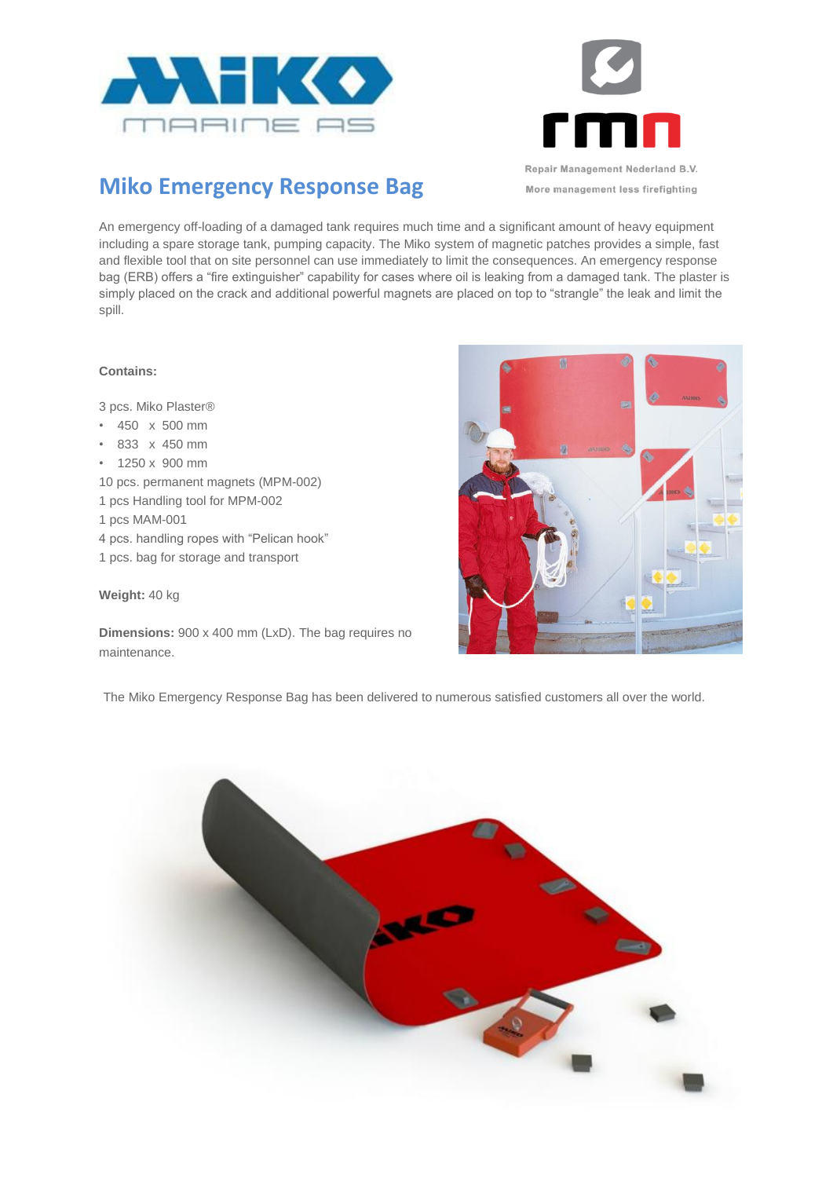# Miko Emergency Response Bag

Repair Management Nederland B.V.

More management less firefighting

An emergency off-loading of a damaged tank requires much time and a significant amount of heavy equipment including a spare storage tank, pumping capacity. The Miko system of magnetic patches provides a simple, fast and flexible tool that on site personnel can use immediately to limit the consequences. An emergency response bag (ERB) offers a "fire extinguisher" capability for cases where oil is leaking from a damaged tank. The plaster is simply placed on the crack and additional powerful magnets are placed on top to "strangle" the leak and limit the spill.

**Contains:**

3 pcs. Miko Plaster®

- 450 x 500 mm
- 833 x 450 mm
- 1250 x 900 mm

10 pcs. permanent magnets (MPM-002)
1 pcs Handling tool for MPM-002
1 pcs MAM-001
4 pcs. handling ropes with "Pelican hook"
1 pcs. bag for storage and transport

**Weight:** 40 kg

**Dimensions:** 900 x 400 mm (LxD). The bag requires no maintenance.

The Miko Emergency Response Bag has been delivered to numerous satisfied customers all over the world.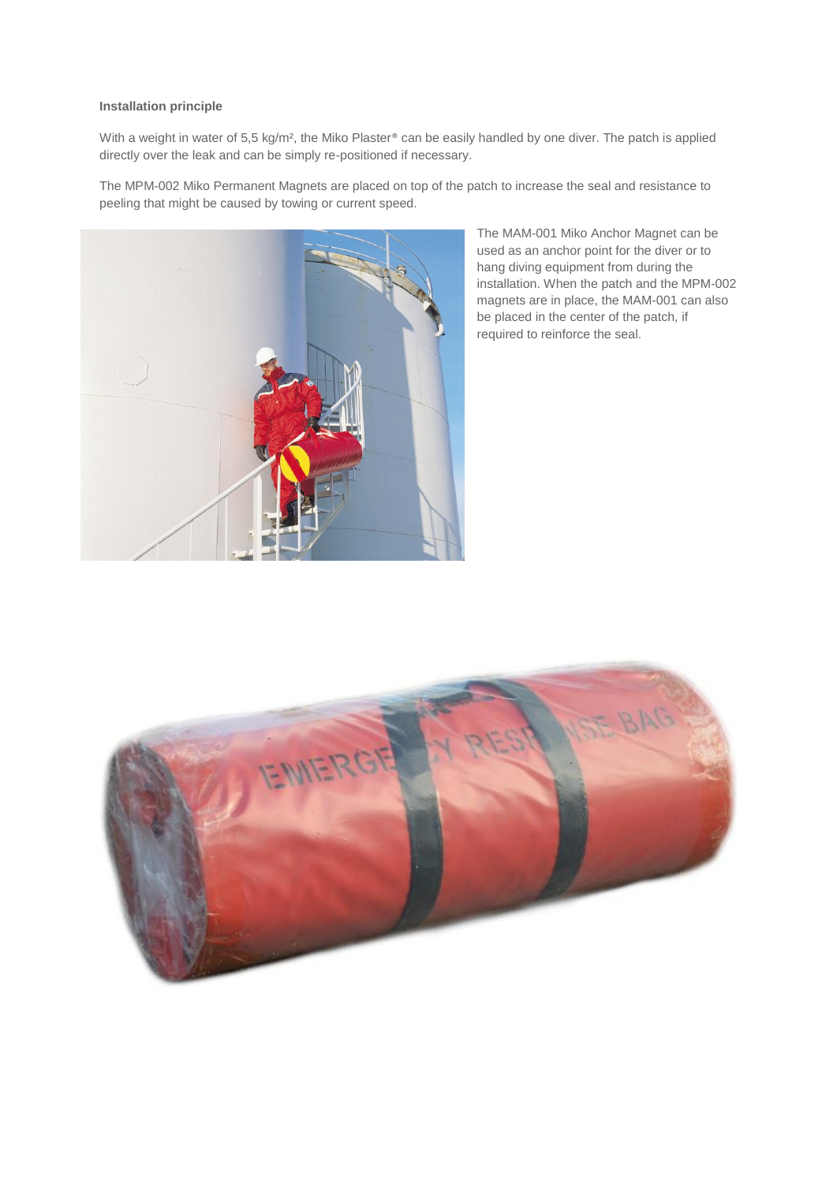**Installation principle**

With a weight in water of 5,5 kg/m², the Miko Plaster® can be easily handled by one diver. The patch is applied directly over the leak and can be simply re-positioned if necessary.

The MPM-002 Miko Permanent Magnets are placed on top of the patch to increase the seal and resistance to peeling that might be caused by towing or current speed.

The MAM-001 Miko Anchor Magnet can be used as an anchor point for the diver or to hang diving equipment from during the installation. When the patch and the MPM-002 magnets are in place, the MAM-001 can also be placed in the center of the patch, if required to reinforce the seal.